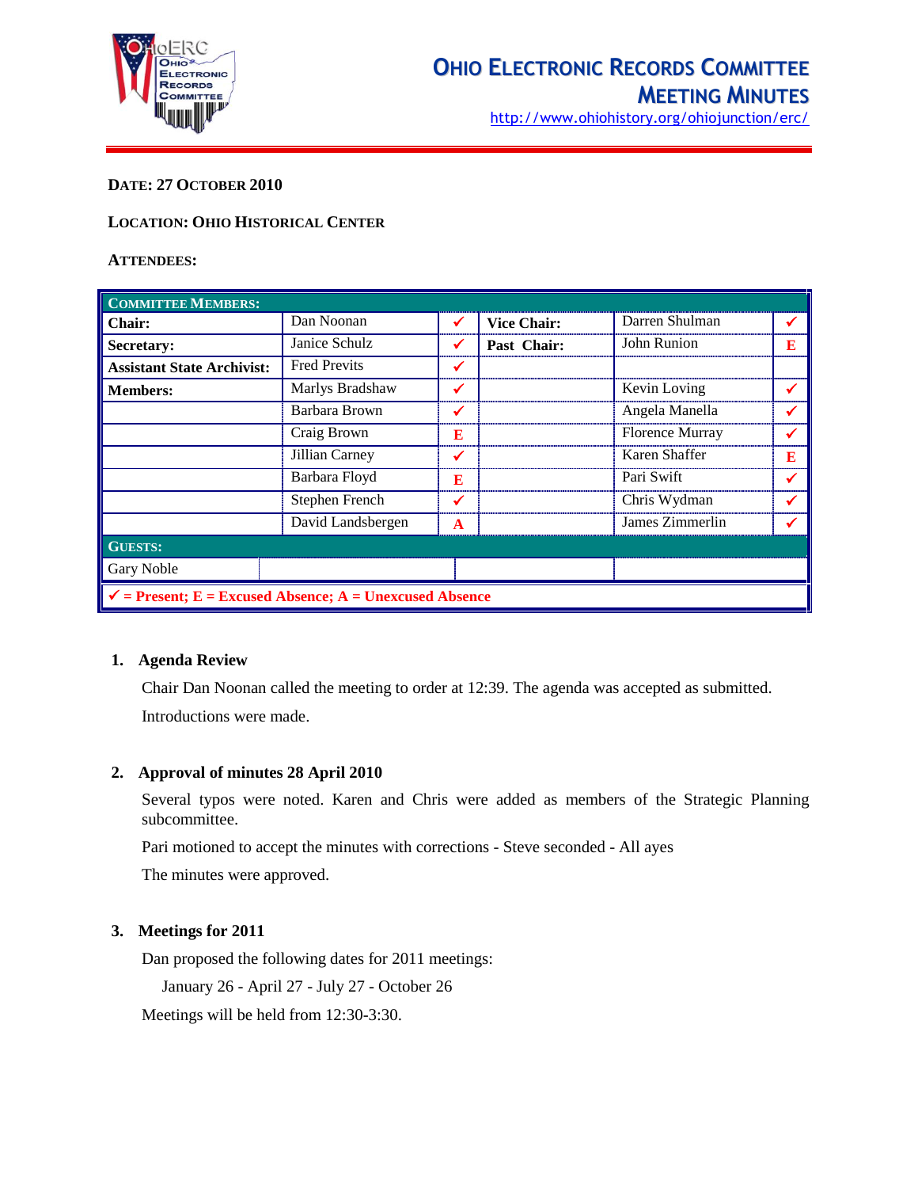# OHIO ELECTRONIC RECORDS COMMITTEE
## MEETING MINUTES

http://www.ohiohistory.org/ohiojunction/erc/

**DATE: 27 OCTOBER 2010**

**LOCATION: OHIO HISTORICAL CENTER**

**ATTENDEES:**

| COMMITTEE MEMBERS: | | | | | |
|---|---|---|---|---|---|
| **Chair:** | Dan Noonan | ✓ | **Vice Chair:** | Darren Shulman | ✓ |
| **Secretary:** | Janice Schulz | ✓ | **Past Chair:** | John Runion | E |
| **Assistant State Archivist:** | Fred Previts | ✓ | | | |
| **Members:** | Marlys Bradshaw | ✓ | | Kevin Loving | ✓ |
| | Barbara Brown | ✓ | | Angela Manella | ✓ |
| | Craig Brown | E | | Florence Murray | ✓ |
| | Jillian Carney | ✓ | | Karen Shaffer | E |
| | Barbara Floyd | E | | Pari Swift | ✓ |
| | Stephen French | ✓ | | Chris Wydman | ✓ |
| | David Landsbergen | A | | James Zimmerlin | ✓ |
| **GUESTS:** | | | | | |
| Gary Noble | | | | | |
| ✓ = Present; E = Excused Absence; A = Unexcused Absence | | | | | |

### 1. Agenda Review

Chair Dan Noonan called the meeting to order at 12:39. The agenda was accepted as submitted.

Introductions were made.

### 2. Approval of minutes 28 April 2010

Several typos were noted. Karen and Chris were added as members of the Strategic Planning subcommittee.

Pari motioned to accept the minutes with corrections - Steve seconded - All ayes

The minutes were approved.

### 3. Meetings for 2011

Dan proposed the following dates for 2011 meetings:

January 26 - April 27 - July 27 - October 26

Meetings will be held from 12:30-3:30.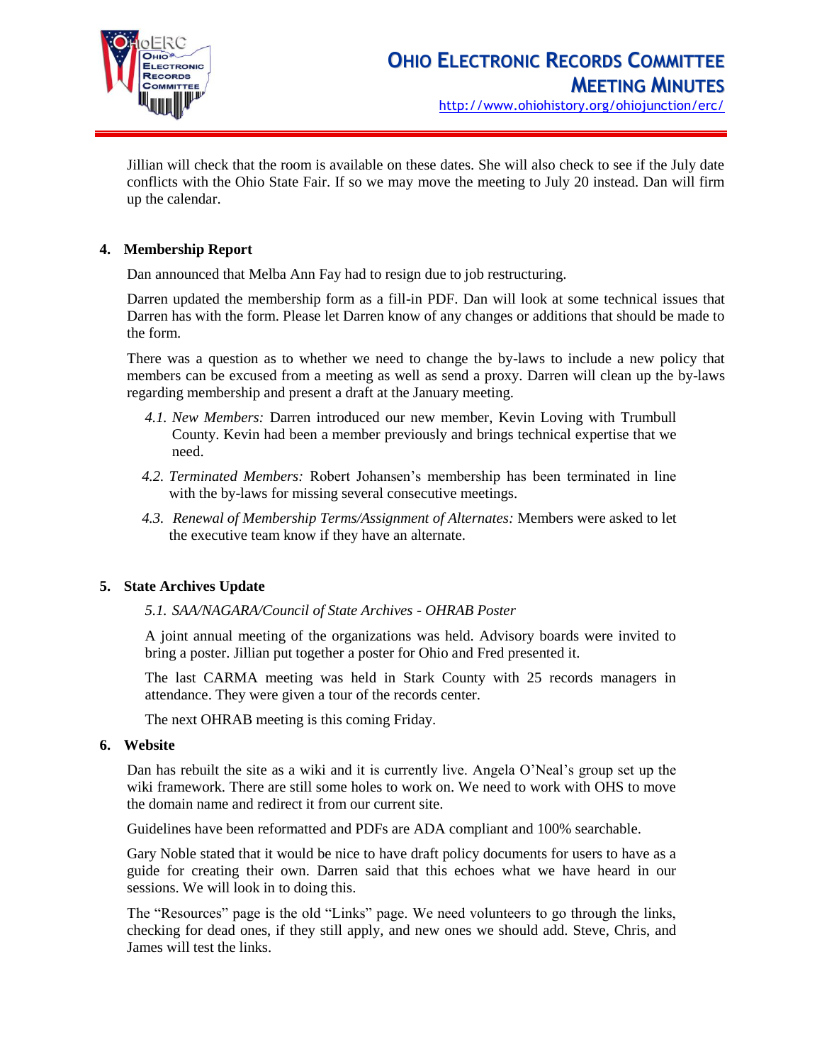Jillian will check that the room is available on these dates. She will also check to see if the July date conflicts with the Ohio State Fair. If so we may move the meeting to July 20 instead. Dan will firm up the calendar.

## 4. Membership Report

Dan announced that Melba Ann Fay had to resign due to job restructuring.

Darren updated the membership form as a fill-in PDF. Dan will look at some technical issues that Darren has with the form. Please let Darren know of any changes or additions that should be made to the form.

There was a question as to whether we need to change the by-laws to include a new policy that members can be excused from a meeting as well as send a proxy. Darren will clean up the by-laws regarding membership and present a draft at the January meeting.

4.1. *New Members:* Darren introduced our new member, Kevin Loving with Trumbull County. Kevin had been a member previously and brings technical expertise that we need.

4.2. *Terminated Members:* Robert Johansen's membership has been terminated in line with the by-laws for missing several consecutive meetings.

4.3. *Renewal of Membership Terms/Assignment of Alternates:* Members were asked to let the executive team know if they have an alternate.

## 5. State Archives Update

5.1. *SAA/NAGARA/Council of State Archives - OHRAB Poster*

A joint annual meeting of the organizations was held. Advisory boards were invited to bring a poster. Jillian put together a poster for Ohio and Fred presented it.

The last CARMA meeting was held in Stark County with 25 records managers in attendance. They were given a tour of the records center.

The next OHRAB meeting is this coming Friday.

## 6. Website

Dan has rebuilt the site as a wiki and it is currently live. Angela O'Neal's group set up the wiki framework. There are still some holes to work on. We need to work with OHS to move the domain name and redirect it from our current site.

Guidelines have been reformatted and PDFs are ADA compliant and 100% searchable.

Gary Noble stated that it would be nice to have draft policy documents for users to have as a guide for creating their own. Darren said that this echoes what we have heard in our sessions. We will look in to doing this.

The "Resources" page is the old "Links" page. We need volunteers to go through the links, checking for dead ones, if they still apply, and new ones we should add. Steve, Chris, and James will test the links.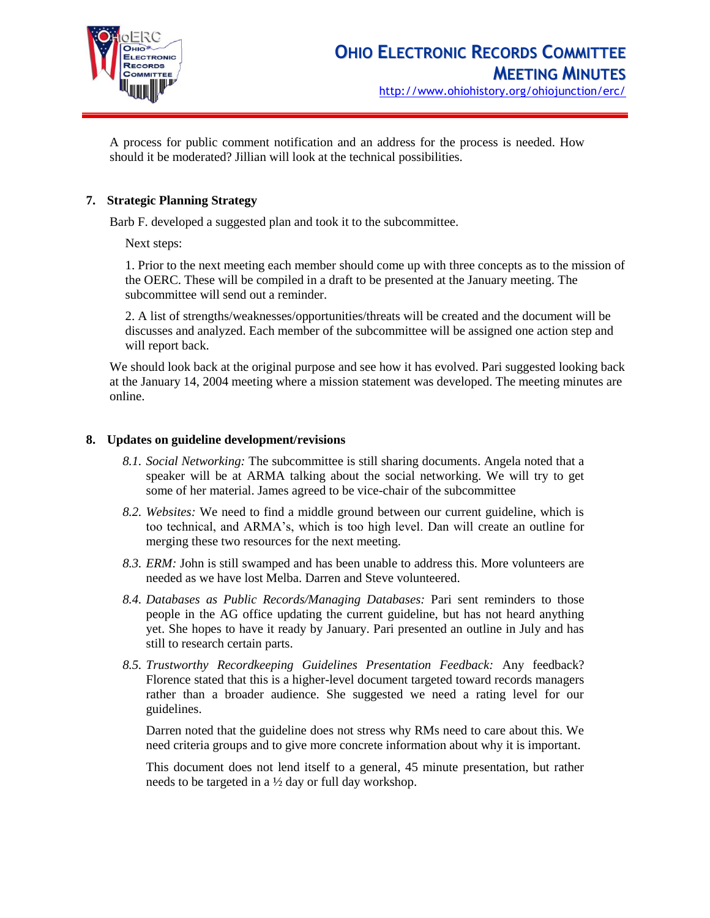A process for public comment notification and an address for the process is needed. How should it be moderated? Jillian will look at the technical possibilities.

## 7. Strategic Planning Strategy

Barb F. developed a suggested plan and took it to the subcommittee.

Next steps:

1. Prior to the next meeting each member should come up with three concepts as to the mission of the OERC. These will be compiled in a draft to be presented at the January meeting. The subcommittee will send out a reminder.

2. A list of strengths/weaknesses/opportunities/threats will be created and the document will be discusses and analyzed. Each member of the subcommittee will be assigned one action step and will report back.

We should look back at the original purpose and see how it has evolved. Pari suggested looking back at the January 14, 2004 meeting where a mission statement was developed. The meeting minutes are online.

## 8. Updates on guideline development/revisions

8.1. *Social Networking:* The subcommittee is still sharing documents. Angela noted that a speaker will be at ARMA talking about the social networking. We will try to get some of her material. James agreed to be vice-chair of the subcommittee

8.2. *Websites:* We need to find a middle ground between our current guideline, which is too technical, and ARMA's, which is too high level. Dan will create an outline for merging these two resources for the next meeting.

8.3. *ERM:* John is still swamped and has been unable to address this. More volunteers are needed as we have lost Melba. Darren and Steve volunteered.

8.4. *Databases as Public Records/Managing Databases:* Pari sent reminders to those people in the AG office updating the current guideline, but has not heard anything yet. She hopes to have it ready by January. Pari presented an outline in July and has still to research certain parts.

8.5. *Trustworthy Recordkeeping Guidelines Presentation Feedback:* Any feedback? Florence stated that this is a higher-level document targeted toward records managers rather than a broader audience. She suggested we need a rating level for our guidelines.

Darren noted that the guideline does not stress why RMs need to care about this. We need criteria groups and to give more concrete information about why it is important.

This document does not lend itself to a general, 45 minute presentation, but rather needs to be targeted in a ½ day or full day workshop.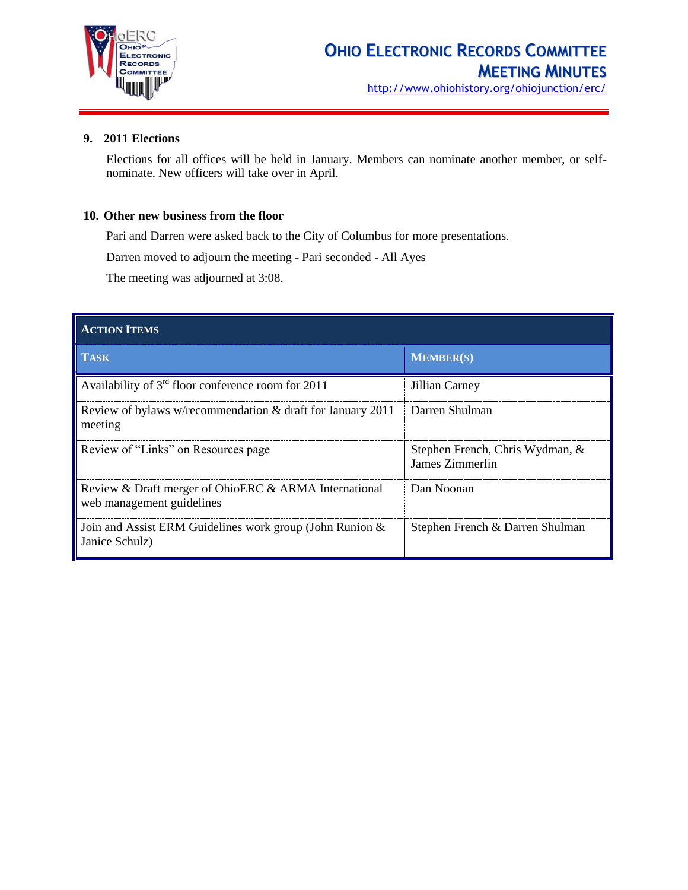### 9. 2011 Elections

Elections for all offices will be held in January. Members can nominate another member, or self-nominate. New officers will take over in April.

### 10. Other new business from the floor

Pari and Darren were asked back to the City of Columbus for more presentations.

Darren moved to adjourn the meeting - Pari seconded - All Ayes

The meeting was adjourned at 3:08.

| **ACTION ITEMS** | |
|---|---|
| **TASK** | **MEMBER(S)** |
| Availability of 3rd floor conference room for 2011 | Jillian Carney |
| Review of bylaws w/recommendation & draft for January 2011 meeting | Darren Shulman |
| Review of "Links" on Resources page | Stephen French, Chris Wydman, & James Zimmerlin |
| Review & Draft merger of OhioERC & ARMA International web management guidelines | Dan Noonan |
| Join and Assist ERM Guidelines work group (John Runion & Janice Schulz) | Stephen French & Darren Shulman |